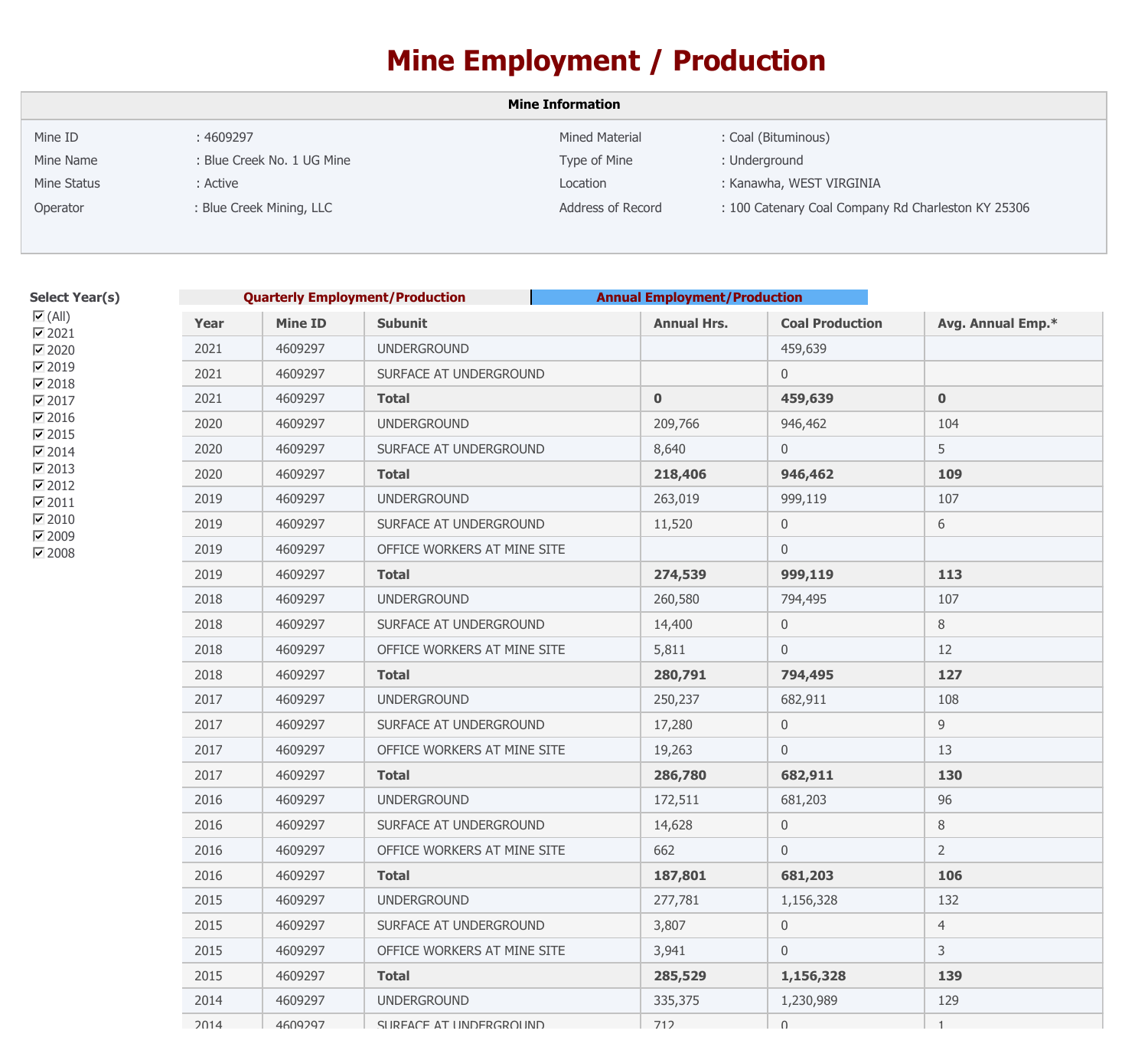# Mine Employment / Production

| Mine Information | | | |
|---|---|---|---|
| Mine ID | : 4609297 | Mined Material | : Coal (Bituminous) |
| Mine Name | : Blue Creek No. 1 UG Mine | Type of Mine | : Underground |
| Mine Status | : Active | Location | : Kanawha, WEST VIRGINIA |
| Operator | : Blue Creek Mining, LLC | Address of Record | : 100 Catenary Coal Company Rd Charleston KY 25306 |

**Select Year(s)**

- ☑ (All)
- ☑ 2021
- ☑ 2020
- ☑ 2019
- ☑ 2018
- ☑ 2017
- ☑ 2016
- ☑ 2015
- ☑ 2014
- ☑ 2013
- ☑ 2012
- ☑ 2011
- ☑ 2010
- ☑ 2009
- ☑ 2008

Quarterly Employment/Production | Annual Employment/Production

| Year | Mine ID | Subunit | Annual Hrs. | Coal Production | Avg. Annual Emp.* |
|---|---|---|---|---|---|
| 2021 | 4609297 | UNDERGROUND | | 459,639 | |
| 2021 | 4609297 | SURFACE AT UNDERGROUND | | 0 | |
| 2021 | 4609297 | **Total** | **0** | **459,639** | **0** |
| 2020 | 4609297 | UNDERGROUND | 209,766 | 946,462 | 104 |
| 2020 | 4609297 | SURFACE AT UNDERGROUND | 8,640 | 0 | 5 |
| 2020 | 4609297 | **Total** | **218,406** | **946,462** | **109** |
| 2019 | 4609297 | UNDERGROUND | 263,019 | 999,119 | 107 |
| 2019 | 4609297 | SURFACE AT UNDERGROUND | 11,520 | 0 | 6 |
| 2019 | 4609297 | OFFICE WORKERS AT MINE SITE | | 0 | |
| 2019 | 4609297 | **Total** | **274,539** | **999,119** | **113** |
| 2018 | 4609297 | UNDERGROUND | 260,580 | 794,495 | 107 |
| 2018 | 4609297 | SURFACE AT UNDERGROUND | 14,400 | 0 | 8 |
| 2018 | 4609297 | OFFICE WORKERS AT MINE SITE | 5,811 | 0 | 12 |
| 2018 | 4609297 | **Total** | **280,791** | **794,495** | **127** |
| 2017 | 4609297 | UNDERGROUND | 250,237 | 682,911 | 108 |
| 2017 | 4609297 | SURFACE AT UNDERGROUND | 17,280 | 0 | 9 |
| 2017 | 4609297 | OFFICE WORKERS AT MINE SITE | 19,263 | 0 | 13 |
| 2017 | 4609297 | **Total** | **286,780** | **682,911** | **130** |
| 2016 | 4609297 | UNDERGROUND | 172,511 | 681,203 | 96 |
| 2016 | 4609297 | SURFACE AT UNDERGROUND | 14,628 | 0 | 8 |
| 2016 | 4609297 | OFFICE WORKERS AT MINE SITE | 662 | 0 | 2 |
| 2016 | 4609297 | **Total** | **187,801** | **681,203** | **106** |
| 2015 | 4609297 | UNDERGROUND | 277,781 | 1,156,328 | 132 |
| 2015 | 4609297 | SURFACE AT UNDERGROUND | 3,807 | 0 | 4 |
| 2015 | 4609297 | OFFICE WORKERS AT MINE SITE | 3,941 | 0 | 3 |
| 2015 | 4609297 | **Total** | **285,529** | **1,156,328** | **139** |
| 2014 | 4609297 | UNDERGROUND | 335,375 | 1,230,989 | 129 |
| 2014 | 4609297 | SURFACE AT UNDERGROUND | 712 | 0 | 1 |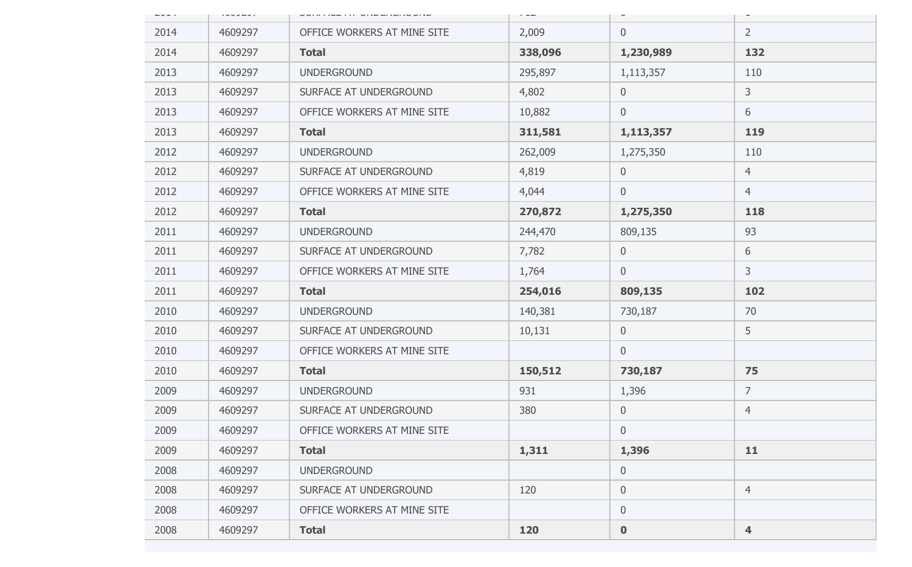| | | | | | |
|---|---|---|---|---|---|
| 2014 | 4609297 | SURFACE AT UNDERGROUND | 712 | 0 | 1 |
| 2014 | 4609297 | OFFICE WORKERS AT MINE SITE | 2,009 | 0 | 2 |
| 2014 | 4609297 | **Total** | **338,096** | **1,230,989** | **132** |
| 2013 | 4609297 | UNDERGROUND | 295,897 | 1,113,357 | 110 |
| 2013 | 4609297 | SURFACE AT UNDERGROUND | 4,802 | 0 | 3 |
| 2013 | 4609297 | OFFICE WORKERS AT MINE SITE | 10,882 | 0 | 6 |
| 2013 | 4609297 | **Total** | **311,581** | **1,113,357** | **119** |
| 2012 | 4609297 | UNDERGROUND | 262,009 | 1,275,350 | 110 |
| 2012 | 4609297 | SURFACE AT UNDERGROUND | 4,819 | 0 | 4 |
| 2012 | 4609297 | OFFICE WORKERS AT MINE SITE | 4,044 | 0 | 4 |
| 2012 | 4609297 | **Total** | **270,872** | **1,275,350** | **118** |
| 2011 | 4609297 | UNDERGROUND | 244,470 | 809,135 | 93 |
| 2011 | 4609297 | SURFACE AT UNDERGROUND | 7,782 | 0 | 6 |
| 2011 | 4609297 | OFFICE WORKERS AT MINE SITE | 1,764 | 0 | 3 |
| 2011 | 4609297 | **Total** | **254,016** | **809,135** | **102** |
| 2010 | 4609297 | UNDERGROUND | 140,381 | 730,187 | 70 |
| 2010 | 4609297 | SURFACE AT UNDERGROUND | 10,131 | 0 | 5 |
| 2010 | 4609297 | OFFICE WORKERS AT MINE SITE | | 0 | |
| 2010 | 4609297 | **Total** | **150,512** | **730,187** | **75** |
| 2009 | 4609297 | UNDERGROUND | 931 | 1,396 | 7 |
| 2009 | 4609297 | SURFACE AT UNDERGROUND | 380 | 0 | 4 |
| 2009 | 4609297 | OFFICE WORKERS AT MINE SITE | | 0 | |
| 2009 | 4609297 | **Total** | **1,311** | **1,396** | **11** |
| 2008 | 4609297 | UNDERGROUND | | 0 | |
| 2008 | 4609297 | SURFACE AT UNDERGROUND | 120 | 0 | 4 |
| 2008 | 4609297 | OFFICE WORKERS AT MINE SITE | | 0 | |
| 2008 | 4609297 | **Total** | **120** | **0** | **4** |